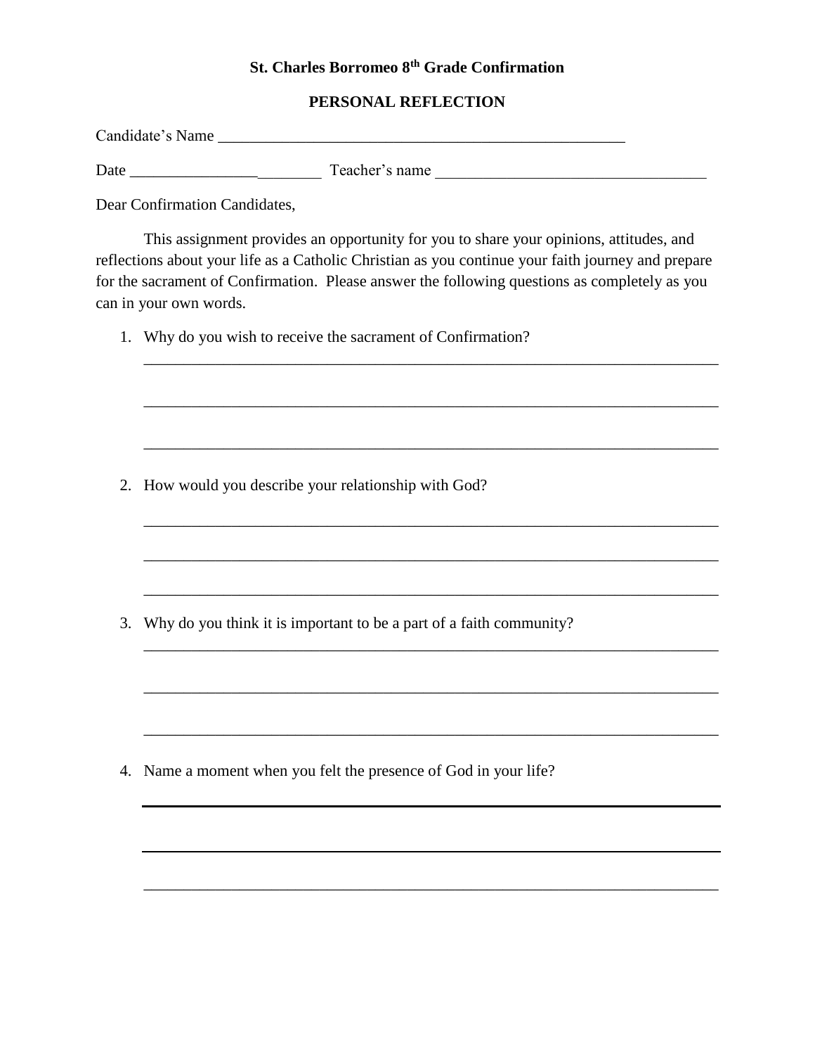# St. Charles Borromeo 8th Grade Confirmation

## PERSONAL REFLECTION

Candidate's Name ____________________________________________________

Date ________________________ Teacher's name __________________________________

Dear Confirmation Candidates,

This assignment provides an opportunity for you to share your opinions, attitudes, and reflections about your life as a Catholic Christian as you continue your faith journey and prepare for the sacrament of Confirmation. Please answer the following questions as completely as you can in your own words.

1. Why do you wish to receive the sacrament of Confirmation?

   ___________________________________________________________________________

   ___________________________________________________________________________

   ___________________________________________________________________________

2. How would you describe your relationship with God?

   ___________________________________________________________________________

   ___________________________________________________________________________

   ___________________________________________________________________________

3. Why do you think it is important to be a part of a faith community?

   ___________________________________________________________________________

   ___________________________________________________________________________

   ___________________________________________________________________________

4. Name a moment when you felt the presence of God in your life?

   ___________________________________________________________________________

   ___________________________________________________________________________

   ___________________________________________________________________________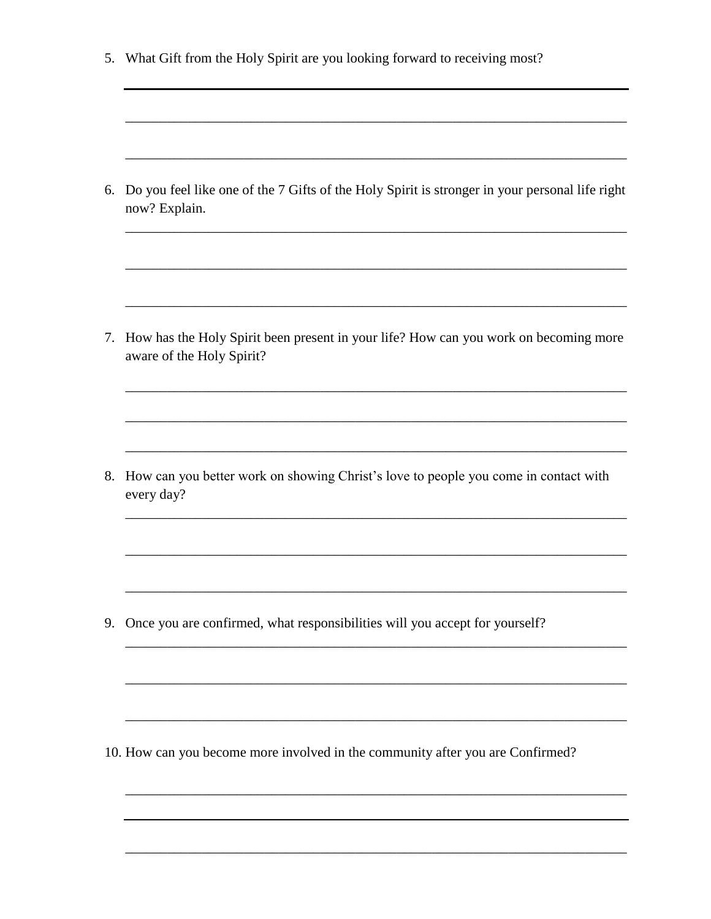5. What Gift from the Holy Spirit are you looking forward to receiving most?

___________________________________________________________________________

___________________________________________________________________________

___________________________________________________________________________

6. Do you feel like one of the 7 Gifts of the Holy Spirit is stronger in your personal life right now? Explain.

___________________________________________________________________________

___________________________________________________________________________

___________________________________________________________________________

7. How has the Holy Spirit been present in your life? How can you work on becoming more aware of the Holy Spirit?

___________________________________________________________________________

___________________________________________________________________________

___________________________________________________________________________

8. How can you better work on showing Christ's love to people you come in contact with every day?

___________________________________________________________________________

___________________________________________________________________________

___________________________________________________________________________

9. Once you are confirmed, what responsibilities will you accept for yourself?

___________________________________________________________________________

___________________________________________________________________________

___________________________________________________________________________

10. How can you become more involved in the community after you are Confirmed?

___________________________________________________________________________

___________________________________________________________________________

___________________________________________________________________________